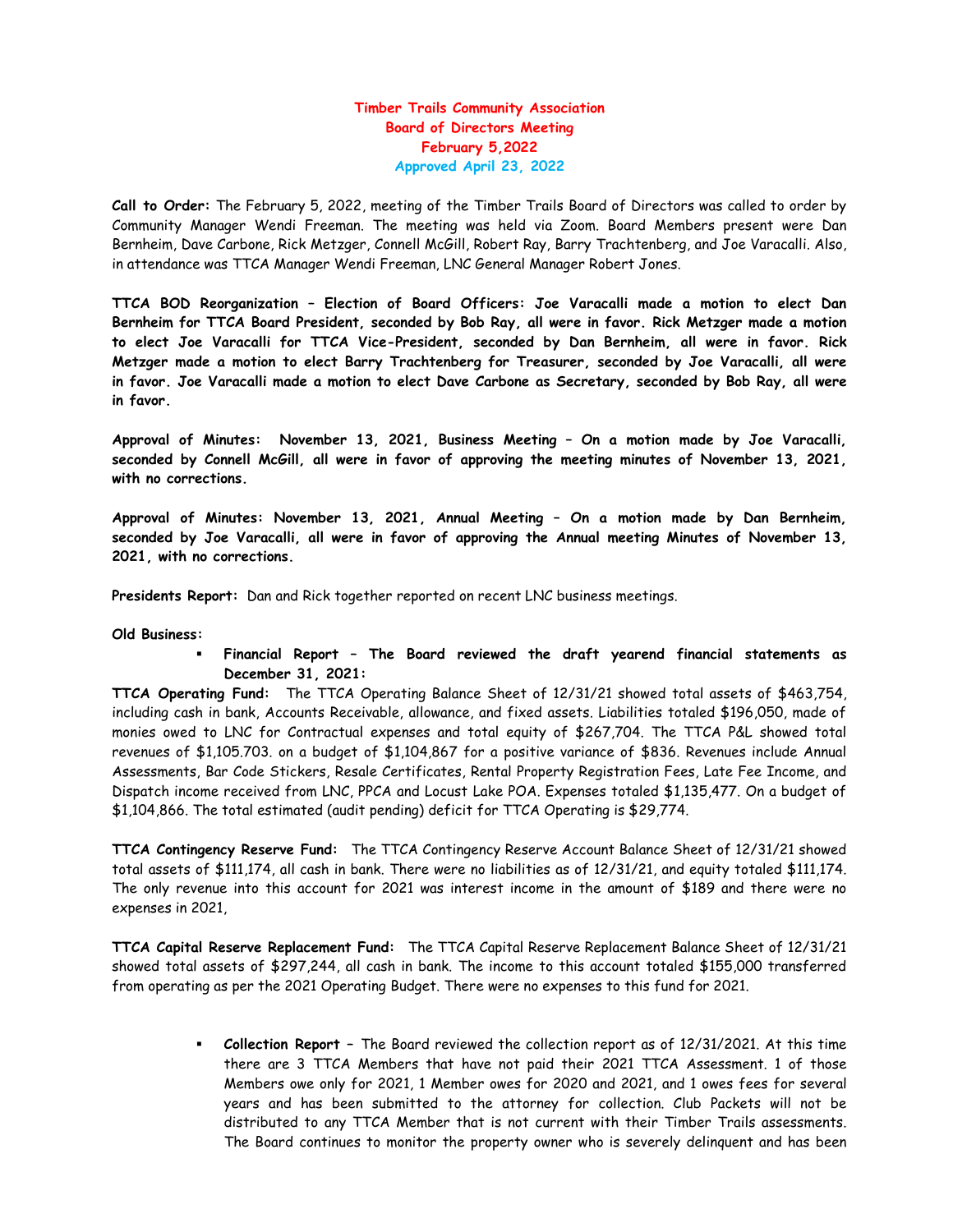# Timber Trails Community Association
## Board of Directors Meeting
## February 5,2022
### Approved April 23, 2022

**Call to Order:** The February 5, 2022, meeting of the Timber Trails Board of Directors was called to order by Community Manager Wendi Freeman. The meeting was held via Zoom. Board Members present were Dan Bernheim, Dave Carbone, Rick Metzger, Connell McGill, Robert Ray, Barry Trachtenberg, and Joe Varacalli. Also, in attendance was TTCA Manager Wendi Freeman, LNC General Manager Robert Jones.

**TTCA BOD Reorganization – Election of Board Officers: Joe Varacalli made a motion to elect Dan Bernheim for TTCA Board President, seconded by Bob Ray, all were in favor. Rick Metzger made a motion to elect Joe Varacalli for TTCA Vice-President, seconded by Dan Bernheim, all were in favor. Rick Metzger made a motion to elect Barry Trachtenberg for Treasurer, seconded by Joe Varacalli, all were in favor. Joe Varacalli made a motion to elect Dave Carbone as Secretary, seconded by Bob Ray, all were in favor.**

**Approval of Minutes: November 13, 2021, Business Meeting – On a motion made by Joe Varacalli, seconded by Connell McGill, all were in favor of approving the meeting minutes of November 13, 2021, with no corrections.**

**Approval of Minutes: November 13, 2021, Annual Meeting – On a motion made by Dan Bernheim, seconded by Joe Varacalli, all were in favor of approving the Annual meeting Minutes of November 13, 2021, with no corrections.**

**Presidents Report:** Dan and Rick together reported on recent LNC business meetings.

**Old Business:**

- **Financial Report – The Board reviewed the draft yearend financial statements as December 31, 2021:**

**TTCA Operating Fund:** The TTCA Operating Balance Sheet of 12/31/21 showed total assets of $463,754, including cash in bank, Accounts Receivable, allowance, and fixed assets. Liabilities totaled $196,050, made of monies owed to LNC for Contractual expenses and total equity of $267,704. The TTCA P&L showed total revenues of $1,105.703. on a budget of $1,104,867 for a positive variance of $836. Revenues include Annual Assessments, Bar Code Stickers, Resale Certificates, Rental Property Registration Fees, Late Fee Income, and Dispatch income received from LNC, PPCA and Locust Lake POA. Expenses totaled $1,135,477. On a budget of $1,104,866. The total estimated (audit pending) deficit for TTCA Operating is $29,774.

**TTCA Contingency Reserve Fund:** The TTCA Contingency Reserve Account Balance Sheet of 12/31/21 showed total assets of $111,174, all cash in bank. There were no liabilities as of 12/31/21, and equity totaled $111,174. The only revenue into this account for 2021 was interest income in the amount of $189 and there were no expenses in 2021,

**TTCA Capital Reserve Replacement Fund:** The TTCA Capital Reserve Replacement Balance Sheet of 12/31/21 showed total assets of $297,244, all cash in bank. The income to this account totaled $155,000 transferred from operating as per the 2021 Operating Budget. There were no expenses to this fund for 2021.

- **Collection Report** – The Board reviewed the collection report as of 12/31/2021. At this time there are 3 TTCA Members that have not paid their 2021 TTCA Assessment. 1 of those Members owe only for 2021, 1 Member owes for 2020 and 2021, and 1 owes fees for several years and has been submitted to the attorney for collection. Club Packets will not be distributed to any TTCA Member that is not current with their Timber Trails assessments. The Board continues to monitor the property owner who is severely delinquent and has been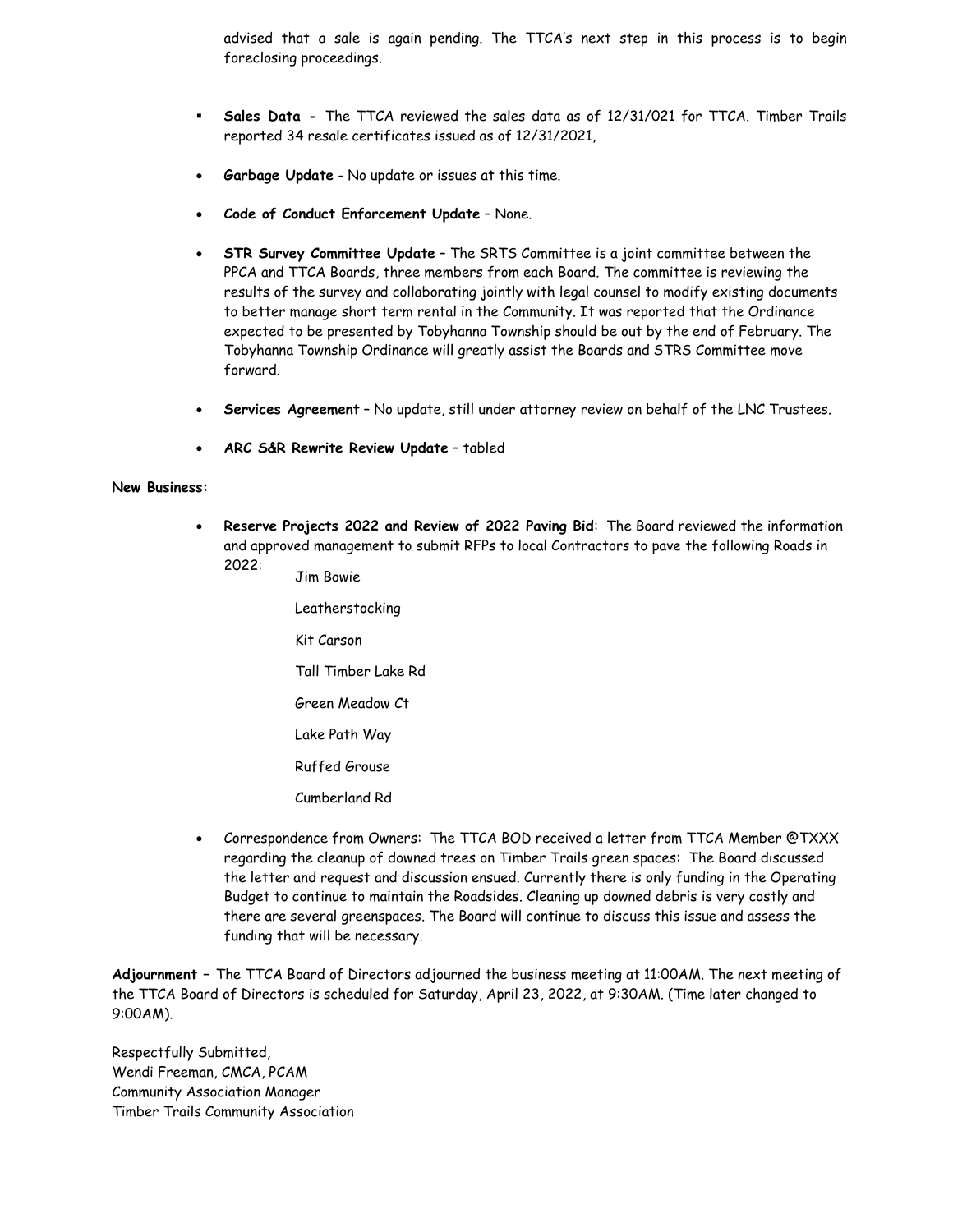advised that a sale is again pending. The TTCA's next step in this process is to begin foreclosing proceedings.

- **Sales Data -** The TTCA reviewed the sales data as of 12/31/021 for TTCA. Timber Trails reported 34 resale certificates issued as of 12/31/2021,

- **Garbage Update** - No update or issues at this time.

- **Code of Conduct Enforcement Update** – None.

- **STR Survey Committee Update** – The SRTS Committee is a joint committee between the PPCA and TTCA Boards, three members from each Board. The committee is reviewing the results of the survey and collaborating jointly with legal counsel to modify existing documents to better manage short term rental in the Community. It was reported that the Ordinance expected to be presented by Tobyhanna Township should be out by the end of February. The Tobyhanna Township Ordinance will greatly assist the Boards and STRS Committee move forward.

- **Services Agreement** – No update, still under attorney review on behalf of the LNC Trustees.

- **ARC S&R Rewrite Review Update** – tabled

**New Business:**

- **Reserve Projects 2022 and Review of 2022 Paving Bid**: The Board reviewed the information and approved management to submit RFPs to local Contractors to pave the following Roads in 2022:

  Jim Bowie

  Leatherstocking

  Kit Carson

  Tall Timber Lake Rd

  Green Meadow Ct

  Lake Path Way

  Ruffed Grouse

  Cumberland Rd

- Correspondence from Owners: The TTCA BOD received a letter from TTCA Member @TXXX regarding the cleanup of downed trees on Timber Trails green spaces: The Board discussed the letter and request and discussion ensued. Currently there is only funding in the Operating Budget to continue to maintain the Roadsides. Cleaning up downed debris is very costly and there are several greenspaces. The Board will continue to discuss this issue and assess the funding that will be necessary.

**Adjournment** – The TTCA Board of Directors adjourned the business meeting at 11:00AM. The next meeting of the TTCA Board of Directors is scheduled for Saturday, April 23, 2022, at 9:30AM. (Time later changed to 9:00AM).

Respectfully Submitted,
Wendi Freeman, CMCA, PCAM
Community Association Manager
Timber Trails Community Association